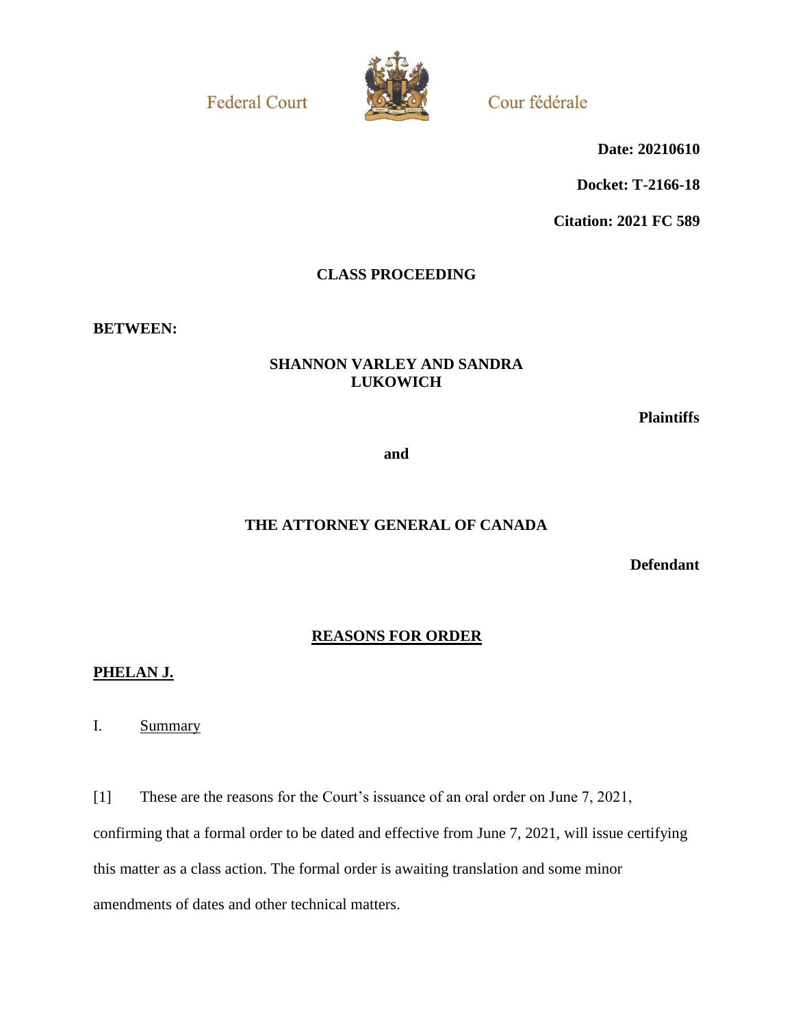Federal Court | Cour fédérale

**Date: 20210610**

**Docket: T-2166-18**

**Citation: 2021 FC 589**

**CLASS PROCEEDING**

**BETWEEN:**

**SHANNON VARLEY AND SANDRA LUKOWICH**

**Plaintiffs**

**and**

**THE ATTORNEY GENERAL OF CANADA**

**Defendant**

## REASONS FOR ORDER

**PHELAN J.**

## I. Summary

[1] These are the reasons for the Court's issuance of an oral order on June 7, 2021, confirming that a formal order to be dated and effective from June 7, 2021, will issue certifying this matter as a class action. The formal order is awaiting translation and some minor amendments of dates and other technical matters.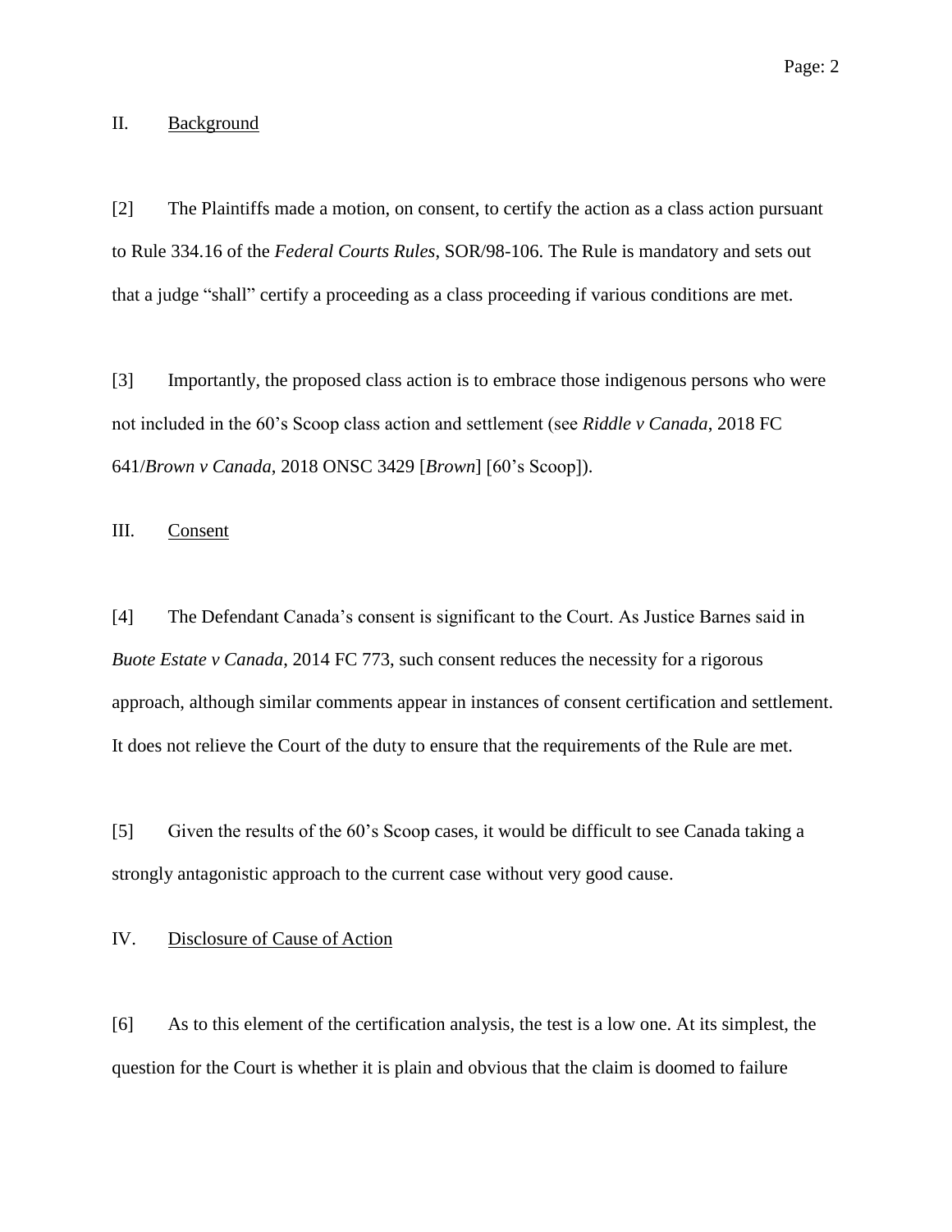## II. Background

[2] The Plaintiffs made a motion, on consent, to certify the action as a class action pursuant to Rule 334.16 of the *Federal Courts Rules*, SOR/98-106. The Rule is mandatory and sets out that a judge "shall" certify a proceeding as a class proceeding if various conditions are met.

[3] Importantly, the proposed class action is to embrace those indigenous persons who were not included in the 60's Scoop class action and settlement (see *Riddle v Canada*, 2018 FC 641/*Brown v Canada*, 2018 ONSC 3429 [*Brown*] [60's Scoop]).

## III. Consent

[4] The Defendant Canada's consent is significant to the Court. As Justice Barnes said in *Buote Estate v Canada*, 2014 FC 773, such consent reduces the necessity for a rigorous approach, although similar comments appear in instances of consent certification and settlement. It does not relieve the Court of the duty to ensure that the requirements of the Rule are met.

[5] Given the results of the 60's Scoop cases, it would be difficult to see Canada taking a strongly antagonistic approach to the current case without very good cause.

## IV. Disclosure of Cause of Action

[6] As to this element of the certification analysis, the test is a low one. At its simplest, the question for the Court is whether it is plain and obvious that the claim is doomed to failure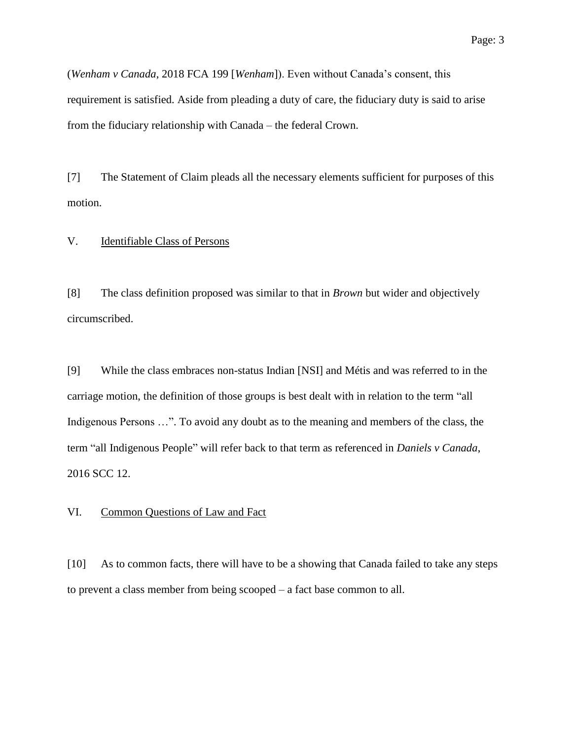(*Wenham v Canada*, 2018 FCA 199 [*Wenham*]). Even without Canada's consent, this requirement is satisfied. Aside from pleading a duty of care, the fiduciary duty is said to arise from the fiduciary relationship with Canada – the federal Crown.

[7] The Statement of Claim pleads all the necessary elements sufficient for purposes of this motion.

## V. Identifiable Class of Persons

[8] The class definition proposed was similar to that in *Brown* but wider and objectively circumscribed.

[9] While the class embraces non-status Indian [NSI] and Métis and was referred to in the carriage motion, the definition of those groups is best dealt with in relation to the term "all Indigenous Persons …". To avoid any doubt as to the meaning and members of the class, the term "all Indigenous People" will refer back to that term as referenced in *Daniels v Canada*, 2016 SCC 12.

## VI. Common Questions of Law and Fact

[10] As to common facts, there will have to be a showing that Canada failed to take any steps to prevent a class member from being scooped – a fact base common to all.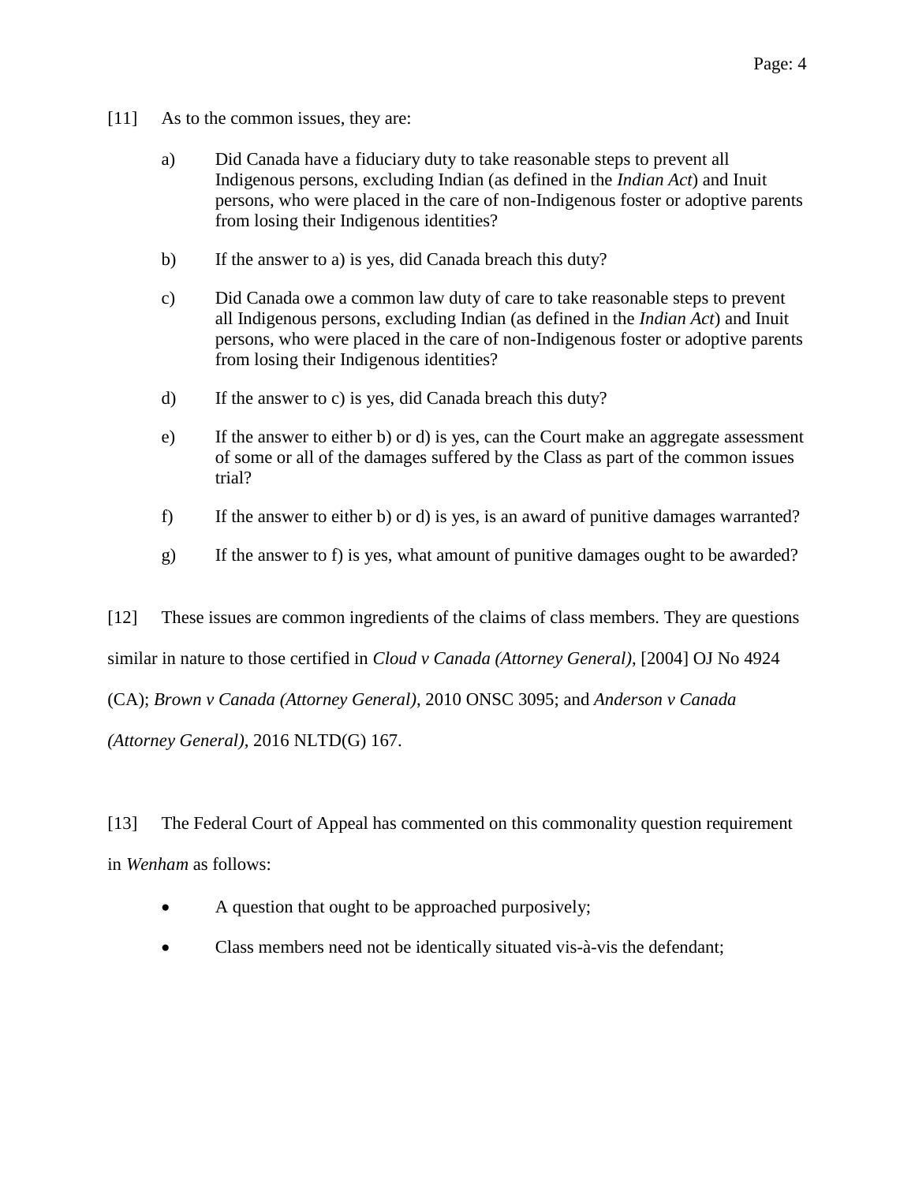[11] As to the common issues, they are:

a) Did Canada have a fiduciary duty to take reasonable steps to prevent all Indigenous persons, excluding Indian (as defined in the *Indian Act*) and Inuit persons, who were placed in the care of non-Indigenous foster or adoptive parents from losing their Indigenous identities?

b) If the answer to a) is yes, did Canada breach this duty?

c) Did Canada owe a common law duty of care to take reasonable steps to prevent all Indigenous persons, excluding Indian (as defined in the *Indian Act*) and Inuit persons, who were placed in the care of non-Indigenous foster or adoptive parents from losing their Indigenous identities?

d) If the answer to c) is yes, did Canada breach this duty?

e) If the answer to either b) or d) is yes, can the Court make an aggregate assessment of some or all of the damages suffered by the Class as part of the common issues trial?

f) If the answer to either b) or d) is yes, is an award of punitive damages warranted?

g) If the answer to f) is yes, what amount of punitive damages ought to be awarded?

[12] These issues are common ingredients of the claims of class members. They are questions similar in nature to those certified in *Cloud v Canada (Attorney General)*, [2004] OJ No 4924 (CA); *Brown v Canada (Attorney General)*, 2010 ONSC 3095; and *Anderson v Canada (Attorney General)*, 2016 NLTD(G) 167.

[13] The Federal Court of Appeal has commented on this commonality question requirement in *Wenham* as follows:

- A question that ought to be approached purposively;
- Class members need not be identically situated vis-à-vis the defendant;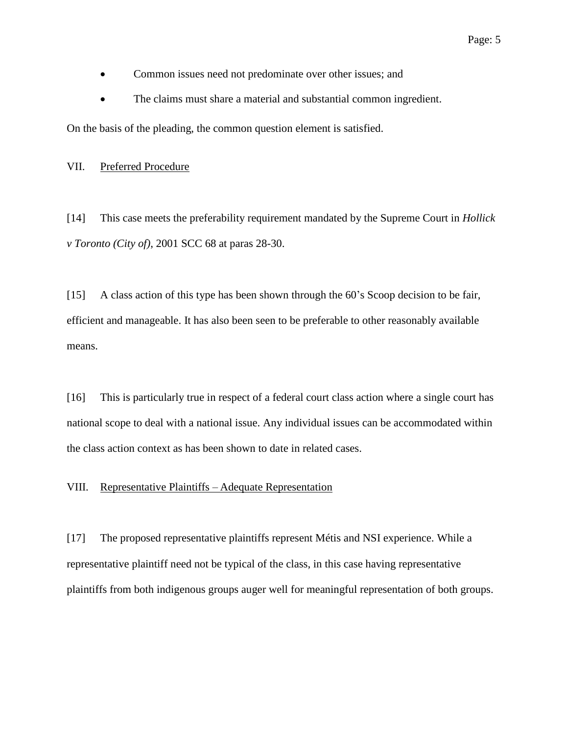- Common issues need not predominate over other issues; and
- The claims must share a material and substantial common ingredient.

On the basis of the pleading, the common question element is satisfied.

## VII. Preferred Procedure

[14] This case meets the preferability requirement mandated by the Supreme Court in *Hollick v Toronto (City of)*, 2001 SCC 68 at paras 28-30.

[15] A class action of this type has been shown through the 60's Scoop decision to be fair, efficient and manageable. It has also been seen to be preferable to other reasonably available means.

[16] This is particularly true in respect of a federal court class action where a single court has national scope to deal with a national issue. Any individual issues can be accommodated within the class action context as has been shown to date in related cases.

## VIII. Representative Plaintiffs – Adequate Representation

[17] The proposed representative plaintiffs represent Métis and NSI experience. While a representative plaintiff need not be typical of the class, in this case having representative plaintiffs from both indigenous groups auger well for meaningful representation of both groups.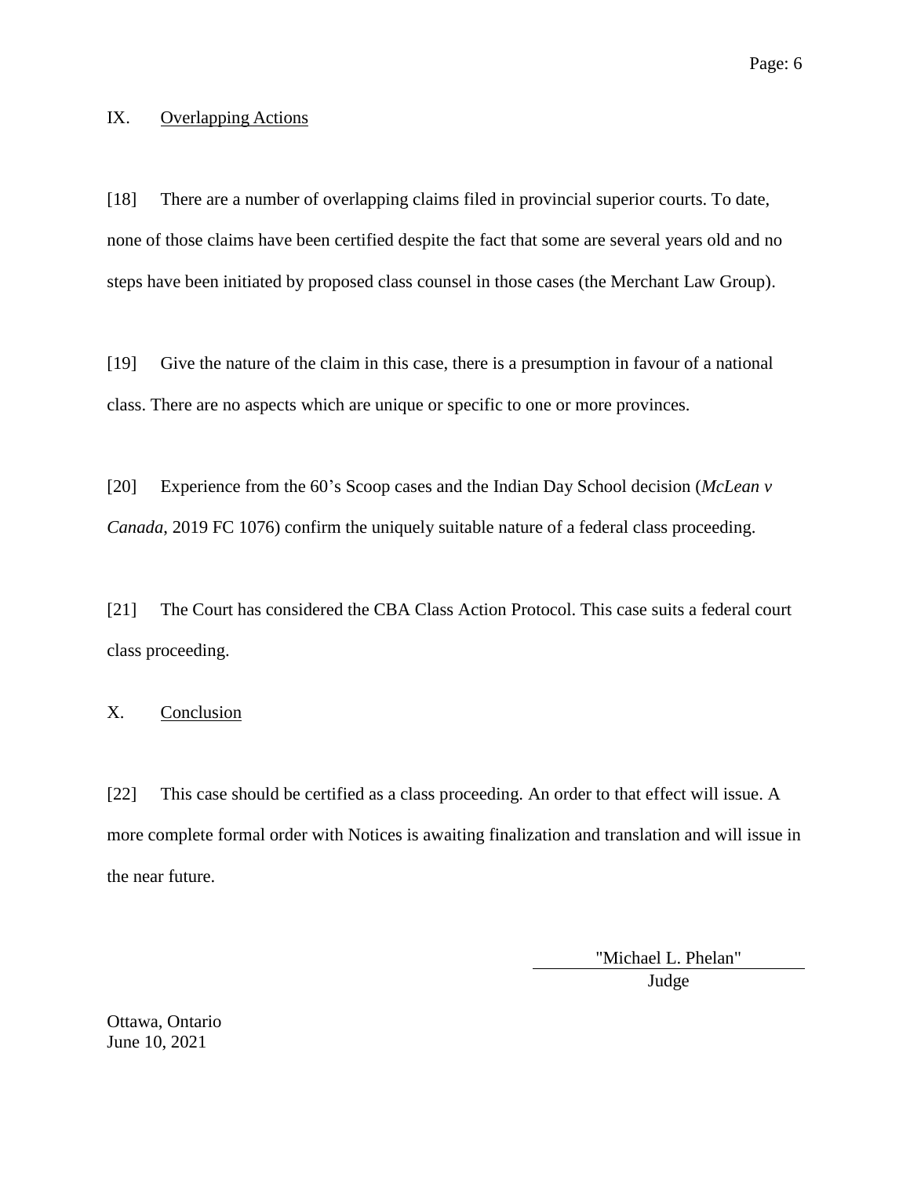## IX. Overlapping Actions

[18] There are a number of overlapping claims filed in provincial superior courts. To date, none of those claims have been certified despite the fact that some are several years old and no steps have been initiated by proposed class counsel in those cases (the Merchant Law Group).

[19] Give the nature of the claim in this case, there is a presumption in favour of a national class. There are no aspects which are unique or specific to one or more provinces.

[20] Experience from the 60's Scoop cases and the Indian Day School decision (*McLean v Canada*, 2019 FC 1076) confirm the uniquely suitable nature of a federal class proceeding.

[21] The Court has considered the CBA Class Action Protocol. This case suits a federal court class proceeding.

## X. Conclusion

[22] This case should be certified as a class proceeding. An order to that effect will issue. A more complete formal order with Notices is awaiting finalization and translation and will issue in the near future.

"Michael L. Phelan"
Judge

Ottawa, Ontario
June 10, 2021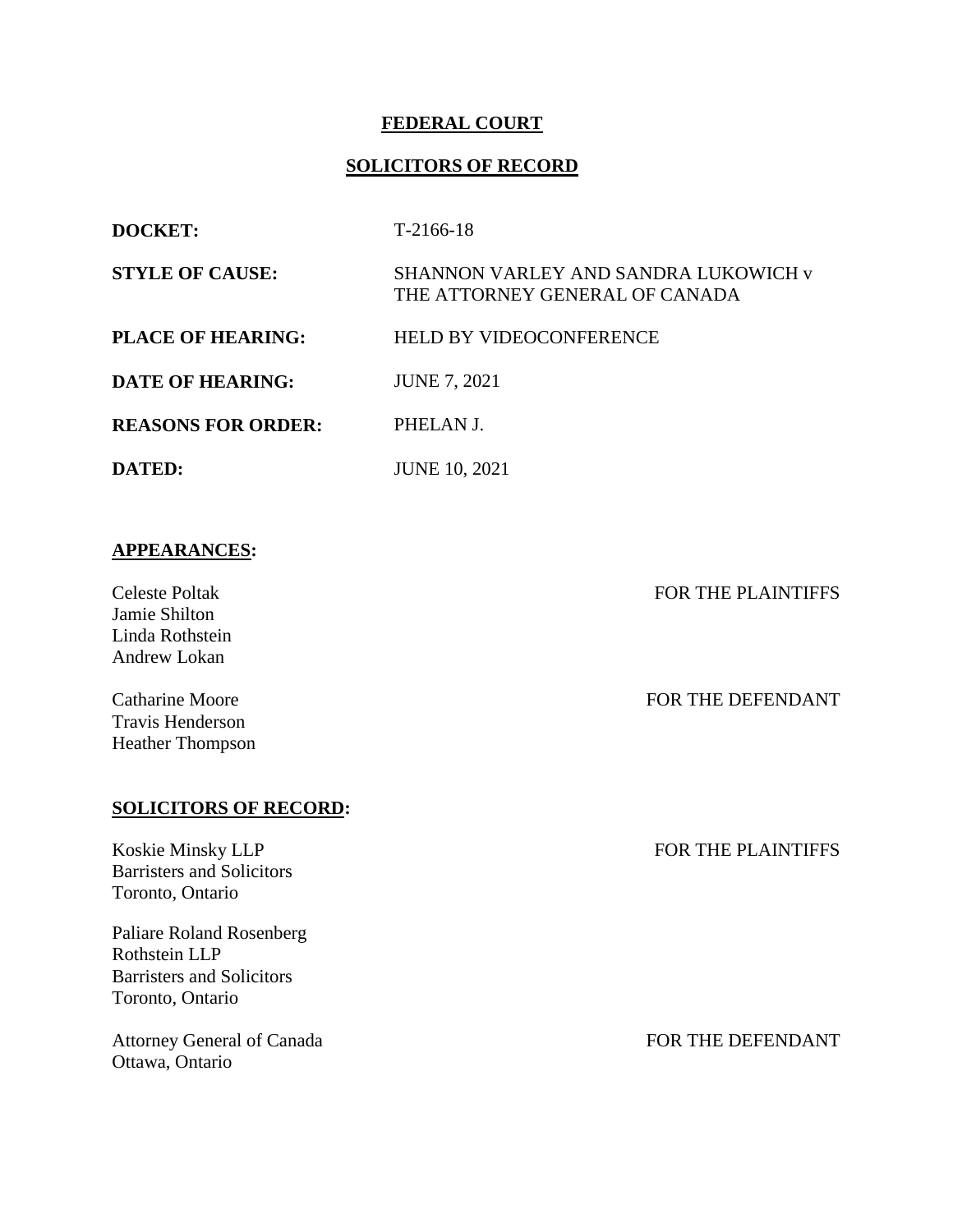# FEDERAL COURT

## SOLICITORS OF RECORD

| | |
|---|---|
| **DOCKET:** | T-2166-18 |
| **STYLE OF CAUSE:** | SHANNON VARLEY AND SANDRA LUKOWICH v THE ATTORNEY GENERAL OF CANADA |
| **PLACE OF HEARING:** | HELD BY VIDEOCONFERENCE |
| **DATE OF HEARING:** | JUNE 7, 2021 |
| **REASONS FOR ORDER:** | PHELAN J. |
| **DATED:** | JUNE 10, 2021 |

**APPEARANCES:**

| | |
|---|---|
| Celeste Poltak<br>Jamie Shilton<br>Linda Rothstein<br>Andrew Lokan | FOR THE PLAINTIFFS |
| Catharine Moore<br>Travis Henderson<br>Heather Thompson | FOR THE DEFENDANT |

**SOLICITORS OF RECORD:**

| | |
|---|---|
| Koskie Minsky LLP<br>Barristers and Solicitors<br>Toronto, Ontario | FOR THE PLAINTIFFS |
| Paliare Roland Rosenberg<br>Rothstein LLP<br>Barristers and Solicitors<br>Toronto, Ontario | |
| Attorney General of Canada<br>Ottawa, Ontario | FOR THE DEFENDANT |